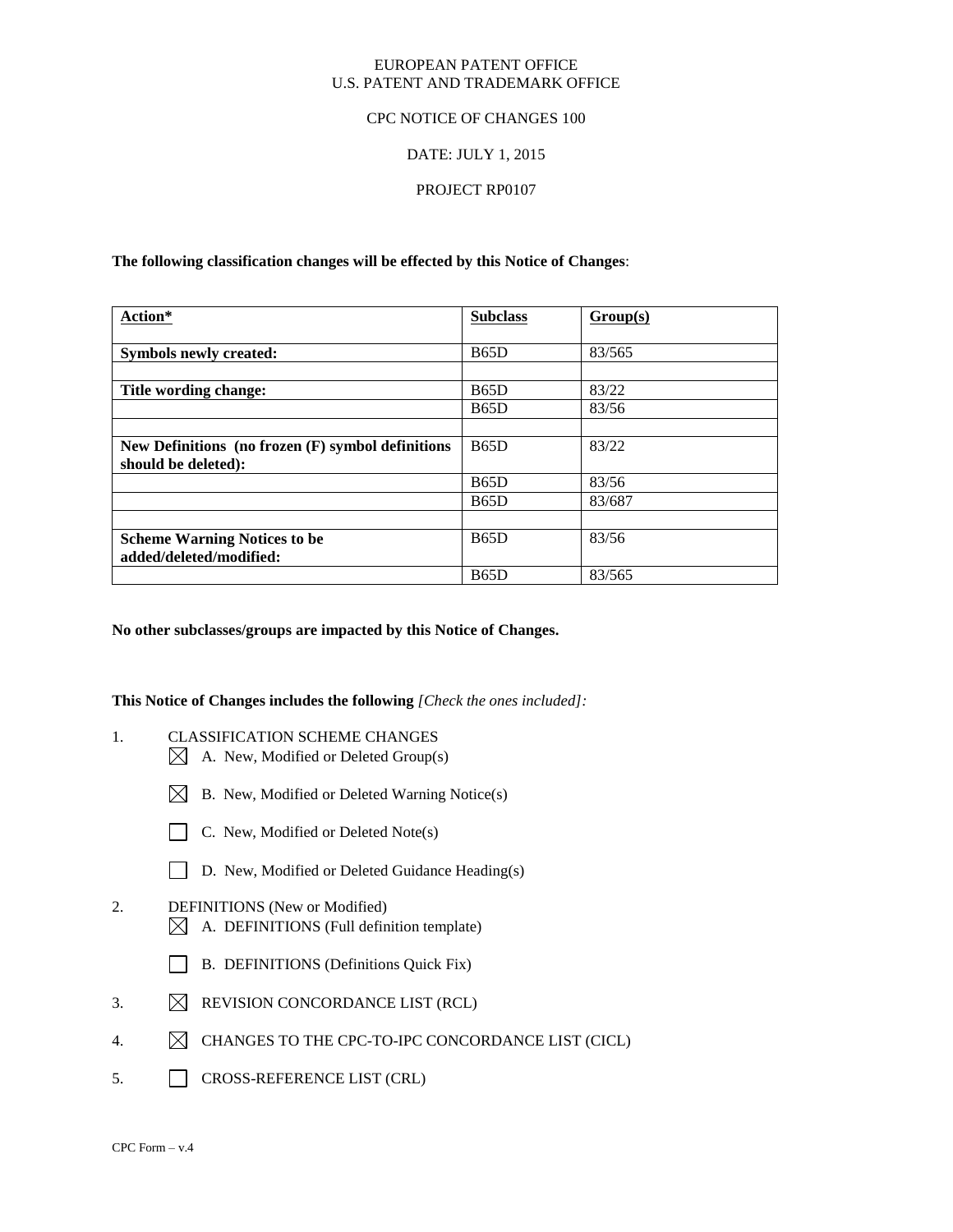EUROPEAN PATENT OFFICE
U.S. PATENT AND TRADEMARK OFFICE

CPC NOTICE OF CHANGES 100

DATE: JULY 1, 2015

PROJECT RP0107

**The following classification changes will be effected by this Notice of Changes**:

| Action* | Subclass | Group(s) |
|---|---|---|
| **Symbols newly created:** | B65D | 83/565 |
| | | |
| **Title wording change:** | B65D | 83/22 |
| | B65D | 83/56 |
| | | |
| **New Definitions (no frozen (F) symbol definitions should be deleted):** | B65D | 83/22 |
| | B65D | 83/56 |
| | B65D | 83/687 |
| | | |
| **Scheme Warning Notices to be added/deleted/modified:** | B65D | 83/56 |
| | B65D | 83/565 |

**No other subclasses/groups are impacted by this Notice of Changes.**

**This Notice of Changes includes the following** *[Check the ones included]:*

1. CLASSIFICATION SCHEME CHANGES
   - ☒ A. New, Modified or Deleted Group(s)
   - ☒ B. New, Modified or Deleted Warning Notice(s)
   - ☐ C. New, Modified or Deleted Note(s)
   - ☐ D. New, Modified or Deleted Guidance Heading(s)
2. DEFINITIONS (New or Modified)
   - ☒ A. DEFINITIONS (Full definition template)
   - ☐ B. DEFINITIONS (Definitions Quick Fix)
3. ☒ REVISION CONCORDANCE LIST (RCL)
4. ☒ CHANGES TO THE CPC-TO-IPC CONCORDANCE LIST (CICL)
5. ☐ CROSS-REFERENCE LIST (CRL)

CPC Form – v.4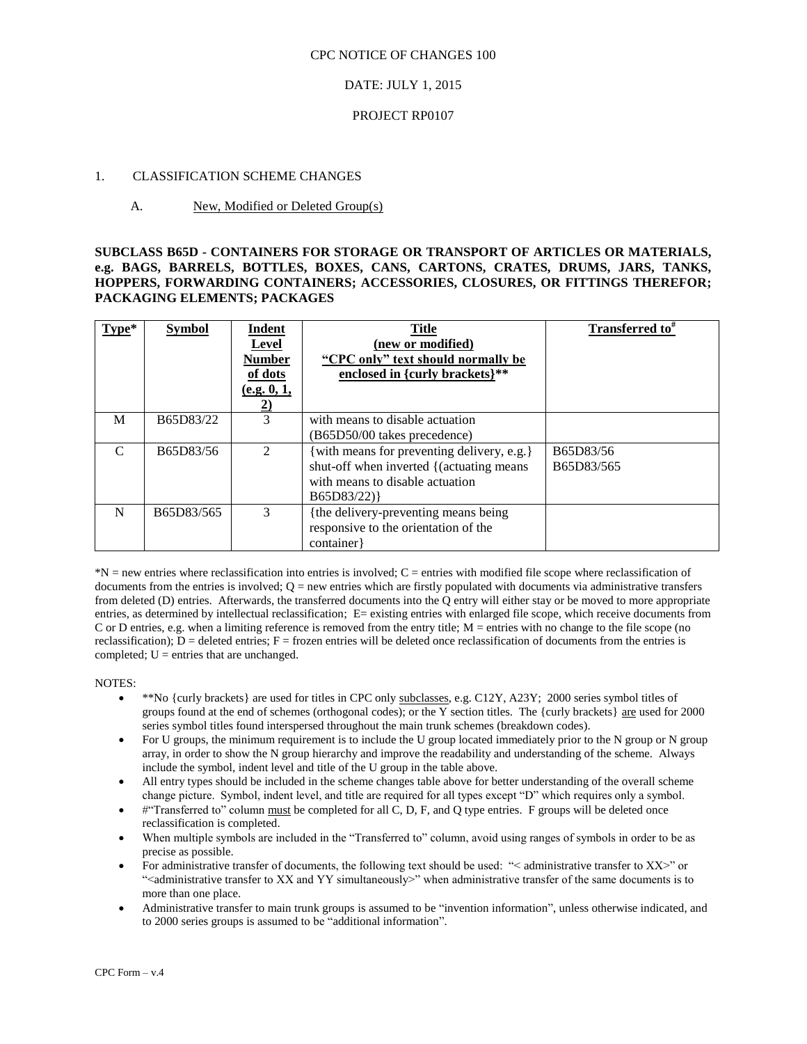CPC NOTICE OF CHANGES 100

DATE: JULY 1, 2015

PROJECT RP0107

1. CLASSIFICATION SCHEME CHANGES

A. New, Modified or Deleted Group(s)

**SUBCLASS B65D - CONTAINERS FOR STORAGE OR TRANSPORT OF ARTICLES OR MATERIALS, e.g. BAGS, BARRELS, BOTTLES, BOXES, CANS, CARTONS, CRATES, DRUMS, JARS, TANKS, HOPPERS, FORWARDING CONTAINERS; ACCESSORIES, CLOSURES, OR FITTINGS THEREFOR; PACKAGING ELEMENTS; PACKAGES**

| Type* | Symbol | Indent Level Number of dots (e.g. 0, 1, 2) | Title (new or modified) "CPC only" text should normally be enclosed in {curly brackets}** | Transferred to# |
|---|---|---|---|---|
| M | B65D83/22 | 3 | with means to disable actuation (B65D50/00 takes precedence) | |
| C | B65D83/56 | 2 | {with means for preventing delivery, e.g.} shut-off when inverted {(actuating means with means to disable actuation B65D83/22)} | B65D83/56 B65D83/565 |
| N | B65D83/565 | 3 | {the delivery-preventing means being responsive to the orientation of the container} | |

*N = new entries where reclassification into entries is involved; C = entries with modified file scope where reclassification of documents from the entries is involved; Q = new entries which are firstly populated with documents via administrative transfers from deleted (D) entries. Afterwards, the transferred documents into the Q entry will either stay or be moved to more appropriate entries, as determined by intellectual reclassification; E= existing entries with enlarged file scope, which receive documents from C or D entries, e.g. when a limiting reference is removed from the entry title; M = entries with no change to the file scope (no reclassification); D = deleted entries; F = frozen entries will be deleted once reclassification of documents from the entries is completed; U = entries that are unchanged.

NOTES:

- **No {curly brackets} are used for titles in CPC only subclasses, e.g. C12Y, A23Y; 2000 series symbol titles of groups found at the end of schemes (orthogonal codes); or the Y section titles. The {curly brackets} are used for 2000 series symbol titles found interspersed throughout the main trunk schemes (breakdown codes).
- For U groups, the minimum requirement is to include the U group located immediately prior to the N group or N group array, in order to show the N group hierarchy and improve the readability and understanding of the scheme. Always include the symbol, indent level and title of the U group in the table above.
- All entry types should be included in the scheme changes table above for better understanding of the overall scheme change picture. Symbol, indent level, and title are required for all types except "D" which requires only a symbol.
- #"Transferred to" column must be completed for all C, D, F, and Q type entries. F groups will be deleted once reclassification is completed.
- When multiple symbols are included in the "Transferred to" column, avoid using ranges of symbols in order to be as precise as possible.
- For administrative transfer of documents, the following text should be used: "< administrative transfer to XX>" or "<administrative transfer to XX and YY simultaneously>" when administrative transfer of the same documents is to more than one place.
- Administrative transfer to main trunk groups is assumed to be "invention information", unless otherwise indicated, and to 2000 series groups is assumed to be "additional information".

CPC Form – v.4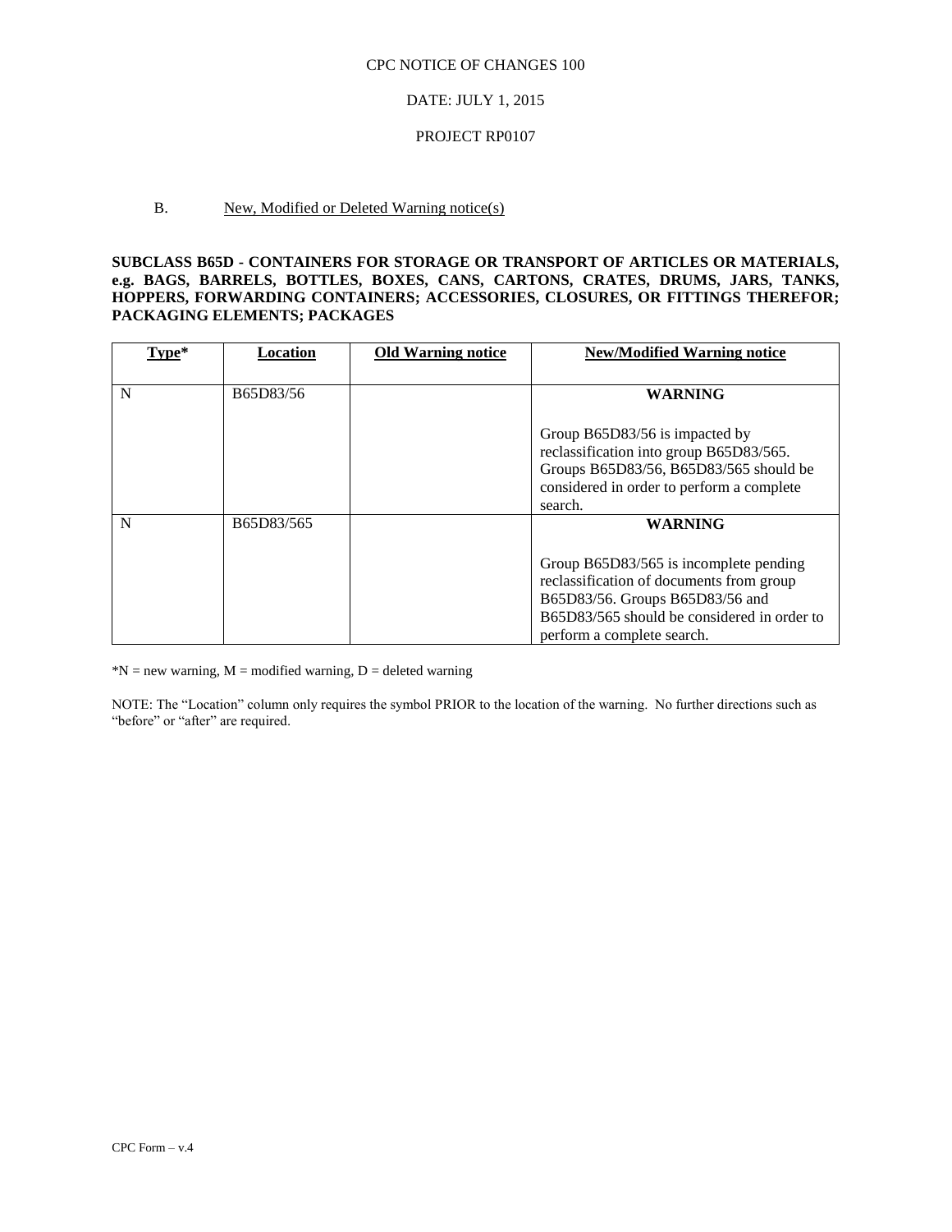CPC NOTICE OF CHANGES 100

DATE: JULY 1, 2015

PROJECT RP0107

B. New, Modified or Deleted Warning notice(s)

**SUBCLASS B65D - CONTAINERS FOR STORAGE OR TRANSPORT OF ARTICLES OR MATERIALS, e.g. BAGS, BARRELS, BOTTLES, BOXES, CANS, CARTONS, CRATES, DRUMS, JARS, TANKS, HOPPERS, FORWARDING CONTAINERS; ACCESSORIES, CLOSURES, OR FITTINGS THEREFOR; PACKAGING ELEMENTS; PACKAGES**

| Type* | Location | Old Warning notice | New/Modified Warning notice |
|---|---|---|---|
| N | B65D83/56 | | **WARNING** Group B65D83/56 is impacted by reclassification into group B65D83/565. Groups B65D83/56, B65D83/565 should be considered in order to perform a complete search. |
| N | B65D83/565 | | **WARNING** Group B65D83/565 is incomplete pending reclassification of documents from group B65D83/56. Groups B65D83/56 and B65D83/565 should be considered in order to perform a complete search. |

*N = new warning, M = modified warning, D = deleted warning

NOTE: The "Location" column only requires the symbol PRIOR to the location of the warning. No further directions such as "before" or "after" are required.

CPC Form – v.4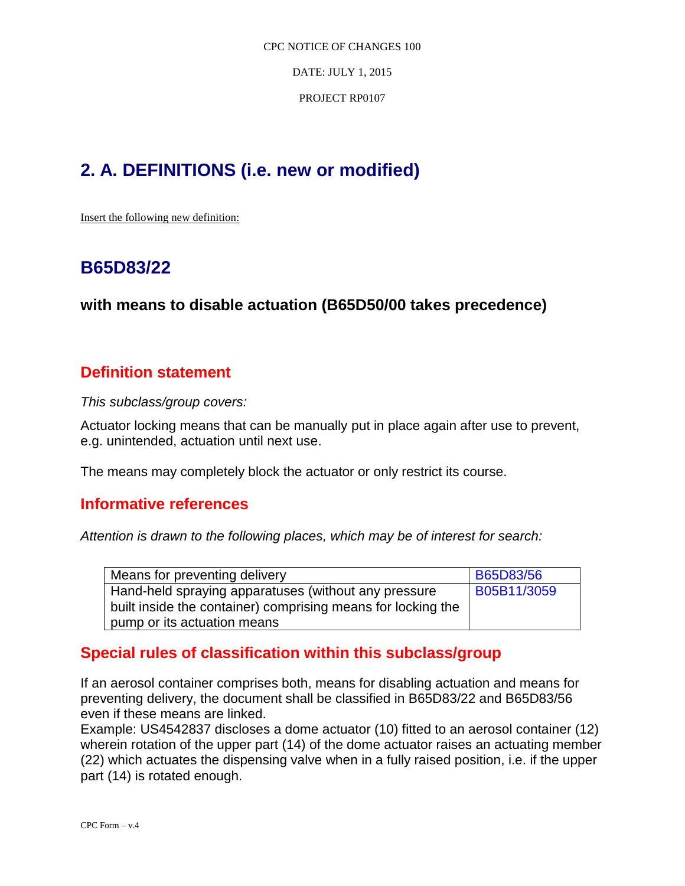## 2. A. DEFINITIONS (i.e. new or modified)

Insert the following new definition:

## B65D83/22

### with means to disable actuation (B65D50/00 takes precedence)

### Definition statement

*This subclass/group covers:*

Actuator locking means that can be manually put in place again after use to prevent, e.g. unintended, actuation until next use.

The means may completely block the actuator or only restrict its course.

### Informative references

*Attention is drawn to the following places, which may be of interest for search:*

| | |
|---|---|
| Means for preventing delivery | B65D83/56 |
| Hand-held spraying apparatuses (without any pressure built inside the container) comprising means for locking the pump or its actuation means | B05B11/3059 |

### Special rules of classification within this subclass/group

If an aerosol container comprises both, means for disabling actuation and means for preventing delivery, the document shall be classified in B65D83/22 and B65D83/56 even if these means are linked.
Example: US4542837 discloses a dome actuator (10) fitted to an aerosol container (12) wherein rotation of the upper part (14) of the dome actuator raises an actuating member (22) which actuates the dispensing valve when in a fully raised position, i.e. if the upper part (14) is rotated enough.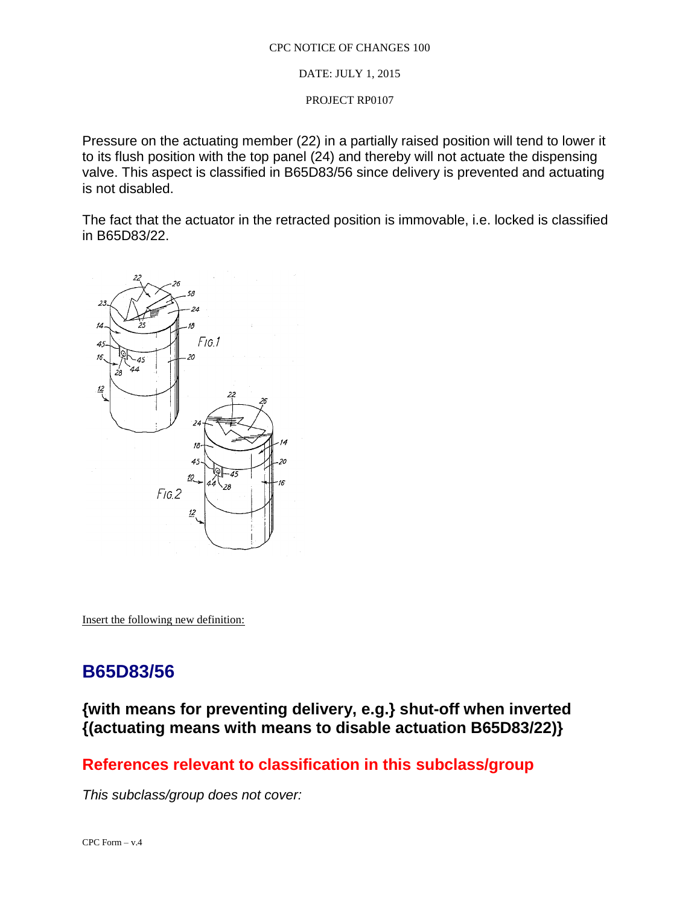Pressure on the actuating member (22) in a partially raised position will tend to lower it to its flush position with the top panel (24) and thereby will not actuate the dispensing valve. This aspect is classified in B65D83/56 since delivery is prevented and actuating is not disabled.

The fact that the actuator in the retracted position is immovable, i.e. locked is classified in B65D83/22.

Insert the following new definition:

# B65D83/56

## {with means for preventing delivery, e.g.} shut-off when inverted {(actuating means with means to disable actuation B65D83/22)}

## References relevant to classification in this subclass/group

*This subclass/group does not cover:*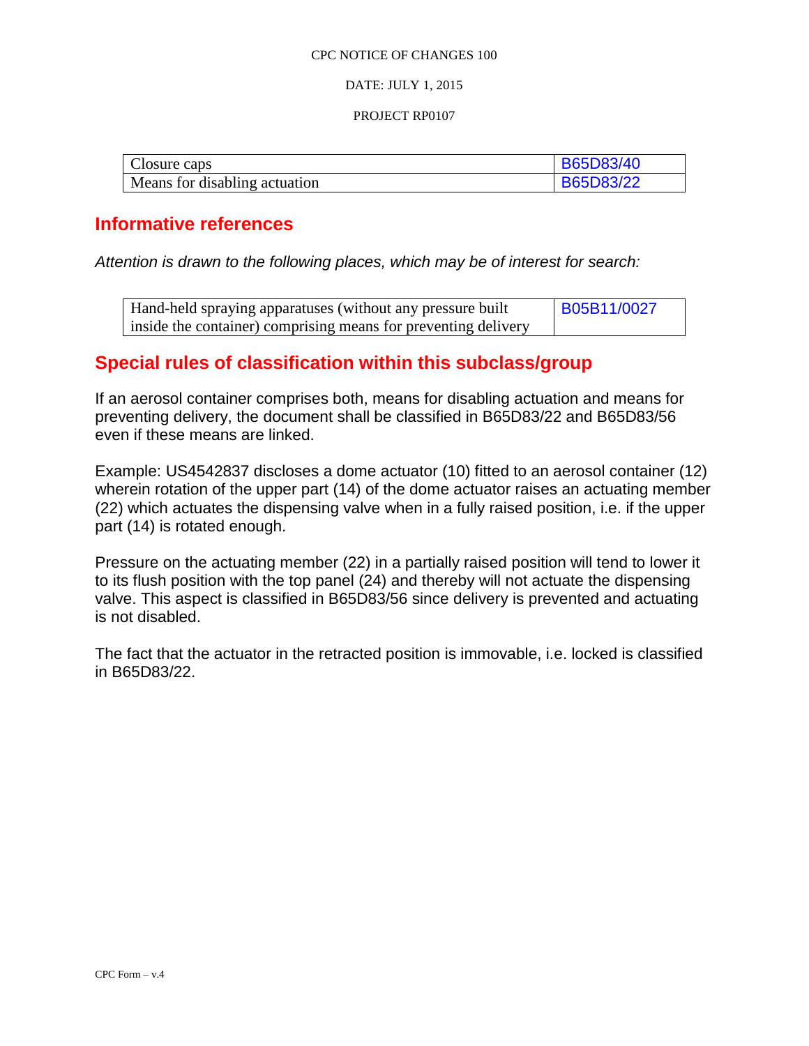| Closure caps | B65D83/40 |
|---|---|
| Means for disabling actuation | B65D83/22 |

## Informative references

*Attention is drawn to the following places, which may be of interest for search:*

| Hand-held spraying apparatuses (without any pressure built inside the container) comprising means for preventing delivery | B05B11/0027 |
|---|---|

## Special rules of classification within this subclass/group

If an aerosol container comprises both, means for disabling actuation and means for preventing delivery, the document shall be classified in B65D83/22 and B65D83/56 even if these means are linked.

Example: US4542837 discloses a dome actuator (10) fitted to an aerosol container (12) wherein rotation of the upper part (14) of the dome actuator raises an actuating member (22) which actuates the dispensing valve when in a fully raised position, i.e. if the upper part (14) is rotated enough.

Pressure on the actuating member (22) in a partially raised position will tend to lower it to its flush position with the top panel (24) and thereby will not actuate the dispensing valve. This aspect is classified in B65D83/56 since delivery is prevented and actuating is not disabled.

The fact that the actuator in the retracted position is immovable, i.e. locked is classified in B65D83/22.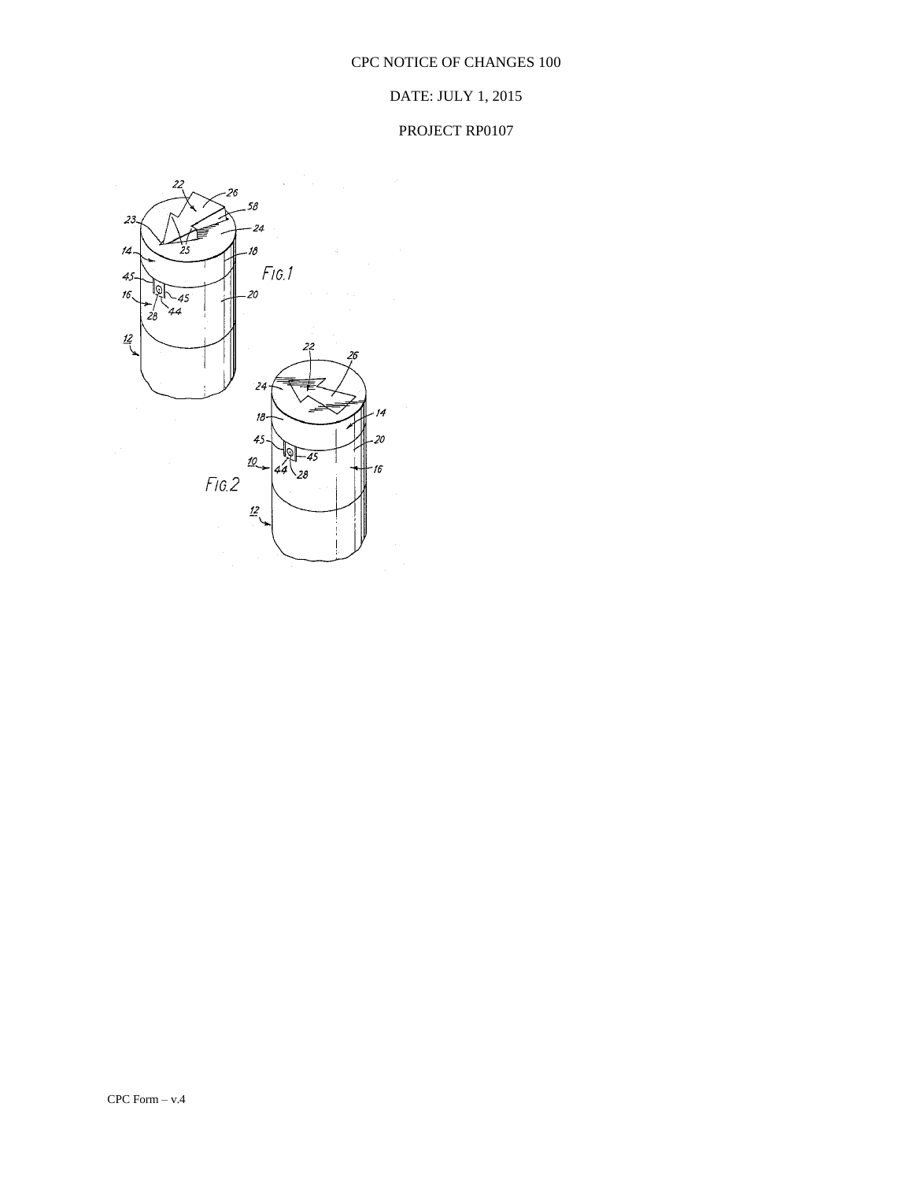CPC NOTICE OF CHANGES 100

DATE: JULY 1, 2015

PROJECT RP0107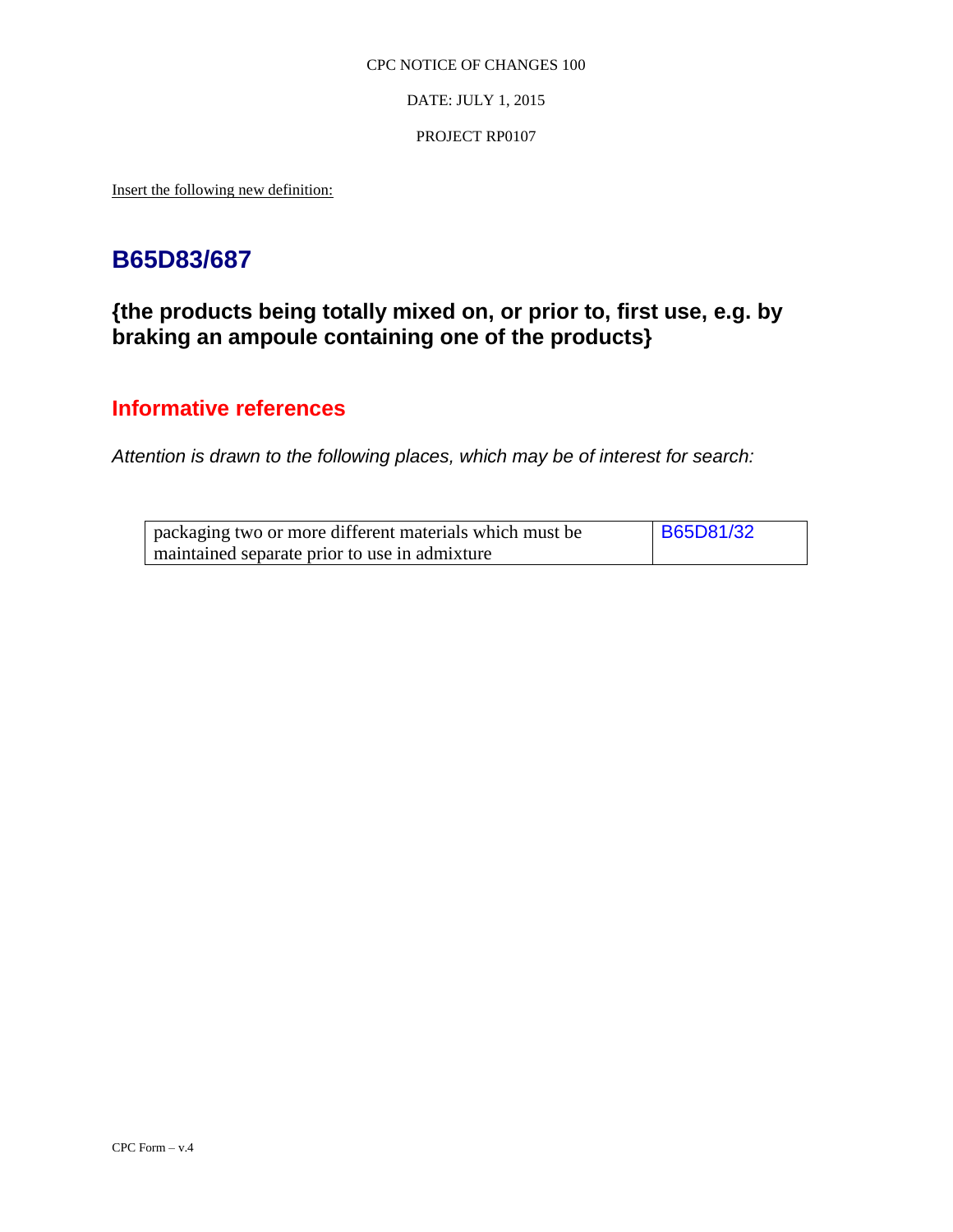CPC NOTICE OF CHANGES 100

DATE: JULY 1, 2015

PROJECT RP0107

Insert the following new definition:

## B65D83/687

### {the products being totally mixed on, or prior to, first use, e.g. by braking an ampoule containing one of the products}

## Informative references

*Attention is drawn to the following places, which may be of interest for search:*

| | |
|---|---|
| packaging two or more different materials which must be maintained separate prior to use in admixture | B65D81/32 |

CPC Form – v.4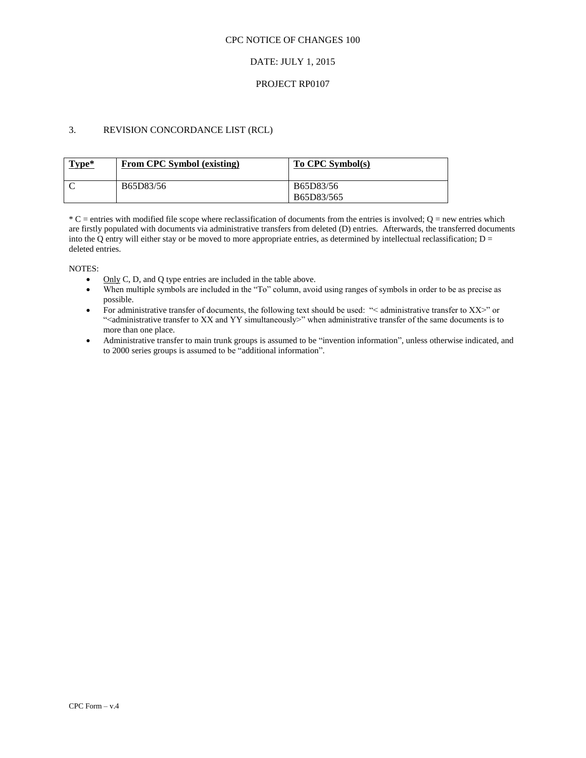CPC NOTICE OF CHANGES 100

DATE: JULY 1, 2015

PROJECT RP0107

3. REVISION CONCORDANCE LIST (RCL)

| Type* | From CPC Symbol (existing) | To CPC Symbol(s) |
|---|---|---|
| C | B65D83/56 | B65D83/56<br>B65D83/565 |

* C = entries with modified file scope where reclassification of documents from the entries is involved; Q = new entries which are firstly populated with documents via administrative transfers from deleted (D) entries. Afterwards, the transferred documents into the Q entry will either stay or be moved to more appropriate entries, as determined by intellectual reclassification; D = deleted entries.

NOTES:

- Only C, D, and Q type entries are included in the table above.
- When multiple symbols are included in the "To" column, avoid using ranges of symbols in order to be as precise as possible.
- For administrative transfer of documents, the following text should be used: "< administrative transfer to XX>" or "<administrative transfer to XX and YY simultaneously>" when administrative transfer of the same documents is to more than one place.
- Administrative transfer to main trunk groups is assumed to be "invention information", unless otherwise indicated, and to 2000 series groups is assumed to be "additional information".

CPC Form – v.4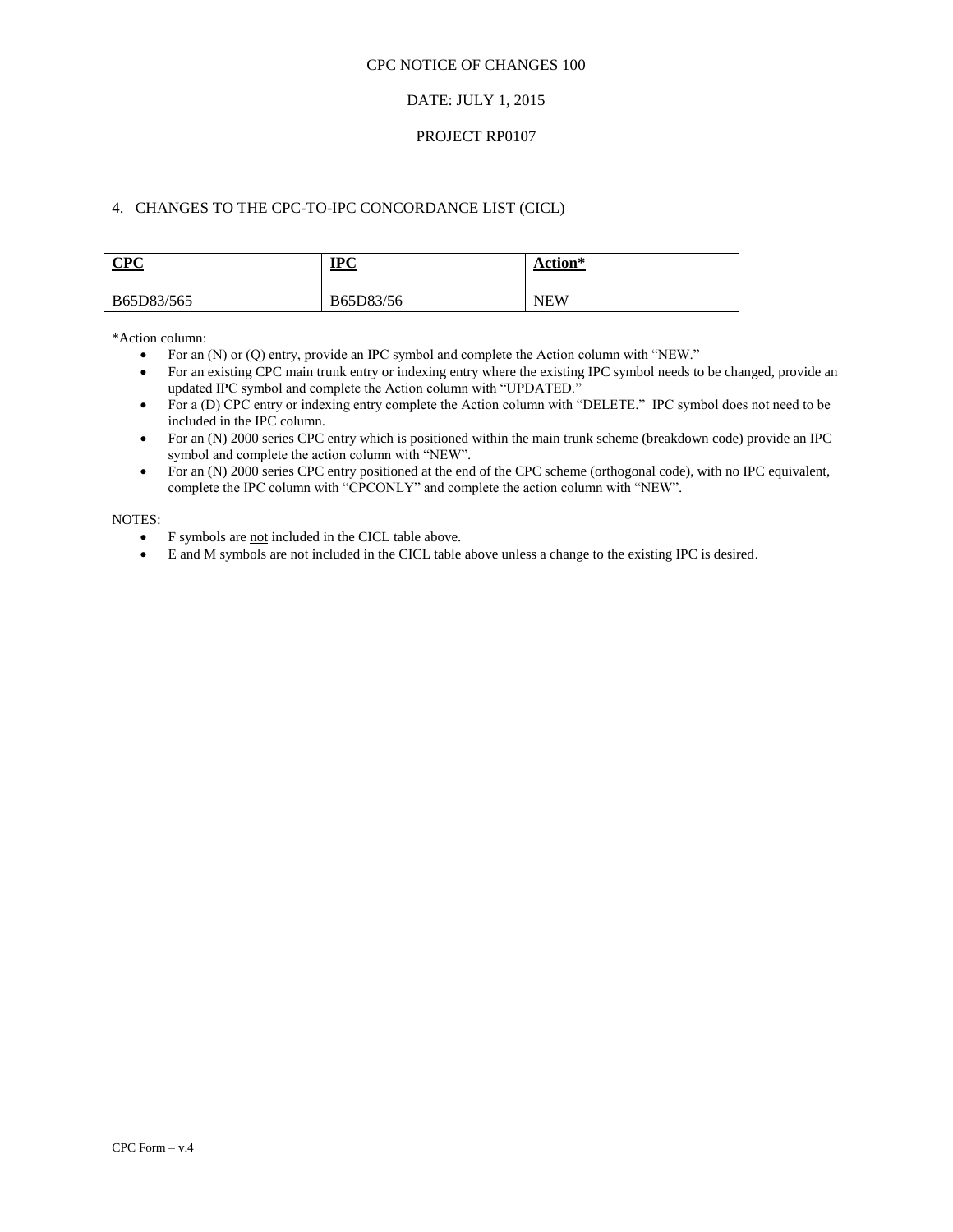CPC NOTICE OF CHANGES 100

DATE: JULY 1, 2015

PROJECT RP0107

## 4. CHANGES TO THE CPC-TO-IPC CONCORDANCE LIST (CICL)

| CPC | IPC | Action* |
|---|---|---|
| B65D83/565 | B65D83/56 | NEW |

*Action column:

- For an (N) or (Q) entry, provide an IPC symbol and complete the Action column with "NEW."
- For an existing CPC main trunk entry or indexing entry where the existing IPC symbol needs to be changed, provide an updated IPC symbol and complete the Action column with "UPDATED."
- For a (D) CPC entry or indexing entry complete the Action column with "DELETE." IPC symbol does not need to be included in the IPC column.
- For an (N) 2000 series CPC entry which is positioned within the main trunk scheme (breakdown code) provide an IPC symbol and complete the action column with "NEW".
- For an (N) 2000 series CPC entry positioned at the end of the CPC scheme (orthogonal code), with no IPC equivalent, complete the IPC column with "CPCONLY" and complete the action column with "NEW".

NOTES:

- F symbols are not included in the CICL table above.
- E and M symbols are not included in the CICL table above unless a change to the existing IPC is desired.